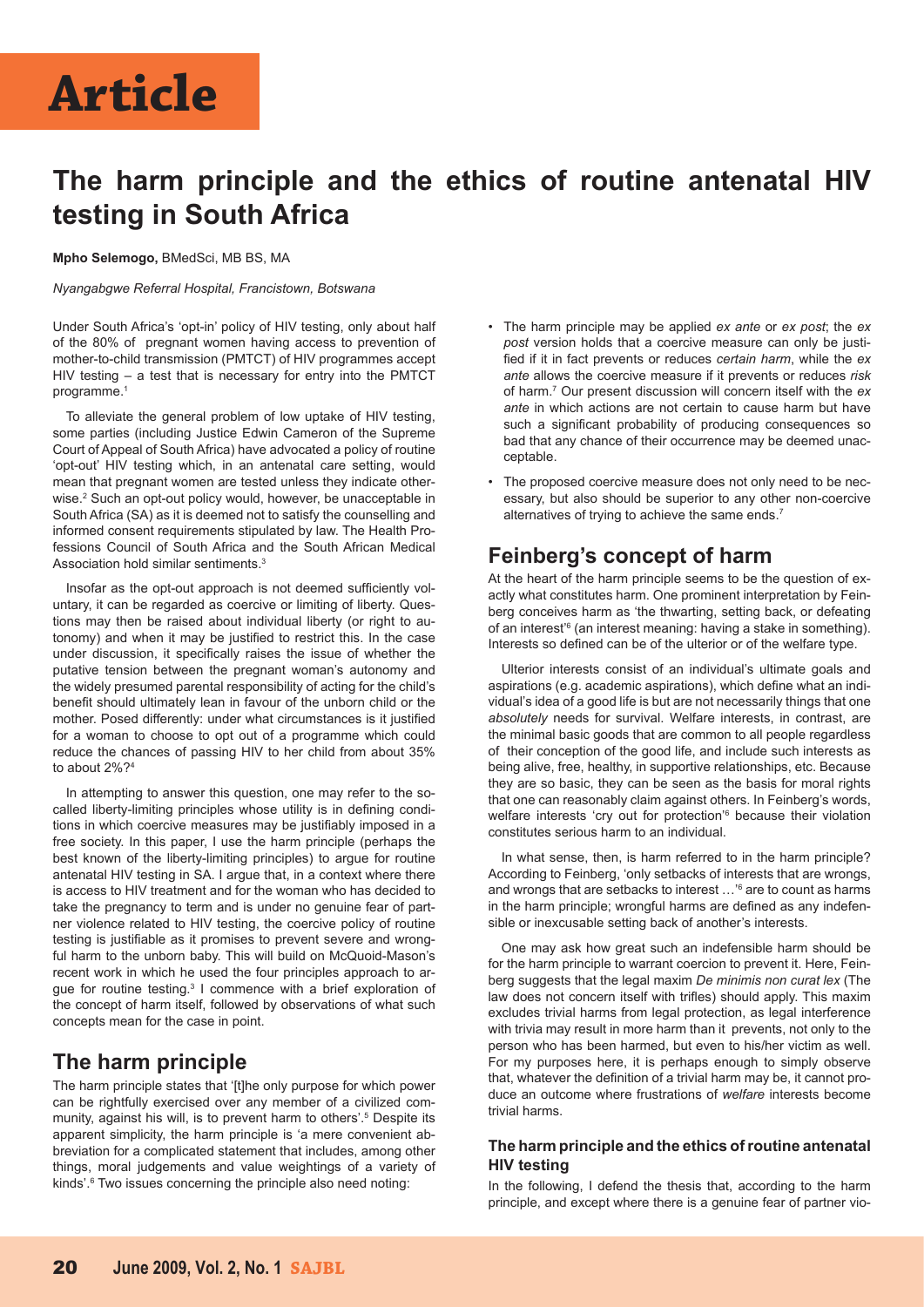Article

# The harm principle and the ethics of routine antenatal HIV testing in South Africa

**Mpho Selemogo,** BMedSci, MB BS, MA

*Nyangabgwe Referral Hospital, Francistown, Botswana*

Under South Africa's 'opt-in' policy of HIV testing, only about half of the 80% of pregnant women having access to prevention of mother-to-child transmission (PMTCT) of HIV programmes accept HIV testing – a test that is necessary for entry into the PMTCT programme.[1]

To alleviate the general problem of low uptake of HIV testing, some parties (including Justice Edwin Cameron of the Supreme Court of Appeal of South Africa) have advocated a policy of routine 'opt-out' HIV testing which, in an antenatal care setting, would mean that pregnant women are tested unless they indicate otherwise.[2] Such an opt-out policy would, however, be unacceptable in South Africa (SA) as it is deemed not to satisfy the counselling and informed consent requirements stipulated by law. The Health Professions Council of South Africa and the South African Medical Association hold similar sentiments.[3]

Insofar as the opt-out approach is not deemed sufficiently voluntary, it can be regarded as coercive or limiting of liberty. Questions may then be raised about individual liberty (or right to autonomy) and when it may be justified to restrict this. In the case under discussion, it specifically raises the issue of whether the putative tension between the pregnant woman's autonomy and the widely presumed parental responsibility of acting for the child's benefit should ultimately lean in favour of the unborn child or the mother. Posed differently: under what circumstances is it justified for a woman to choose to opt out of a programme which could reduce the chances of passing HIV to her child from about 35% to about 2%?[4]

In attempting to answer this question, one may refer to the so-called liberty-limiting principles whose utility is in defining conditions in which coercive measures may be justifiably imposed in a free society. In this paper, I use the harm principle (perhaps the best known of the liberty-limiting principles) to argue for routine antenatal HIV testing in SA. I argue that, in a context where there is access to HIV treatment and for the woman who has decided to take the pregnancy to term and is under no genuine fear of partner violence related to HIV testing, the coercive policy of routine testing is justifiable as it promises to prevent severe and wrongful harm to the unborn baby. This will build on McQuoid-Mason's recent work in which he used the four principles approach to argue for routine testing.[3] I commence with a brief exploration of the concept of harm itself, followed by observations of what such concepts mean for the case in point.

## The harm principle

The harm principle states that '[t]he only purpose for which power can be rightfully exercised over any member of a civilized community, against his will, is to prevent harm to others'.[5] Despite its apparent simplicity, the harm principle is 'a mere convenient abbreviation for a complicated statement that includes, among other things, moral judgements and value weightings of a variety of kinds'.[6] Two issues concerning the principle also need noting:

- The harm principle may be applied *ex ante* or *ex post*; the *ex post* version holds that a coercive measure can only be justified if it in fact prevents or reduces *certain harm*, while the *ex ante* allows the coercive measure if it prevents or reduces *risk* of harm.[7] Our present discussion will concern itself with the *ex ante* in which actions are not certain to cause harm but have such a significant probability of producing consequences so bad that any chance of their occurrence may be deemed unacceptable.
- The proposed coercive measure does not only need to be necessary, but also should be superior to any other non-coercive alternatives of trying to achieve the same ends.[7]

## Feinberg's concept of harm

At the heart of the harm principle seems to be the question of exactly what constitutes harm. One prominent interpretation by Feinberg conceives harm as 'the thwarting, setting back, or defeating of an interest'[6] (an interest meaning: having a stake in something). Interests so defined can be of the ulterior or of the welfare type.

Ulterior interests consist of an individual's ultimate goals and aspirations (e.g. academic aspirations), which define what an individual's idea of a good life is but are not necessarily things that one *absolutely* needs for survival. Welfare interests, in contrast, are the minimal basic goods that are common to all people regardless of their conception of the good life, and include such interests as being alive, free, healthy, in supportive relationships, etc. Because they are so basic, they can be seen as the basis for moral rights that one can reasonably claim against others. In Feinberg's words, welfare interests 'cry out for protection'[6] because their violation constitutes serious harm to an individual.

In what sense, then, is harm referred to in the harm principle? According to Feinberg, 'only setbacks of interests that are wrongs, and wrongs that are setbacks to interest …'[6] are to count as harms in the harm principle; wrongful harms are defined as any indefensible or inexcusable setting back of another's interests.

One may ask how great such an indefensible harm should be for the harm principle to warrant coercion to prevent it. Here, Feinberg suggests that the legal maxim *De minimis non curat lex* (The law does not concern itself with trifles) should apply. This maxim excludes trivial harms from legal protection, as legal interference with trivia may result in more harm than it prevents, not only to the person who has been harmed, but even to his/her victim as well. For my purposes here, it is perhaps enough to simply observe that, whatever the definition of a trivial harm may be, it cannot produce an outcome where frustrations of *welfare* interests become trivial harms.

### The harm principle and the ethics of routine antenatal HIV testing

In the following, I defend the thesis that, according to the harm principle, and except where there is a genuine fear of partner vio-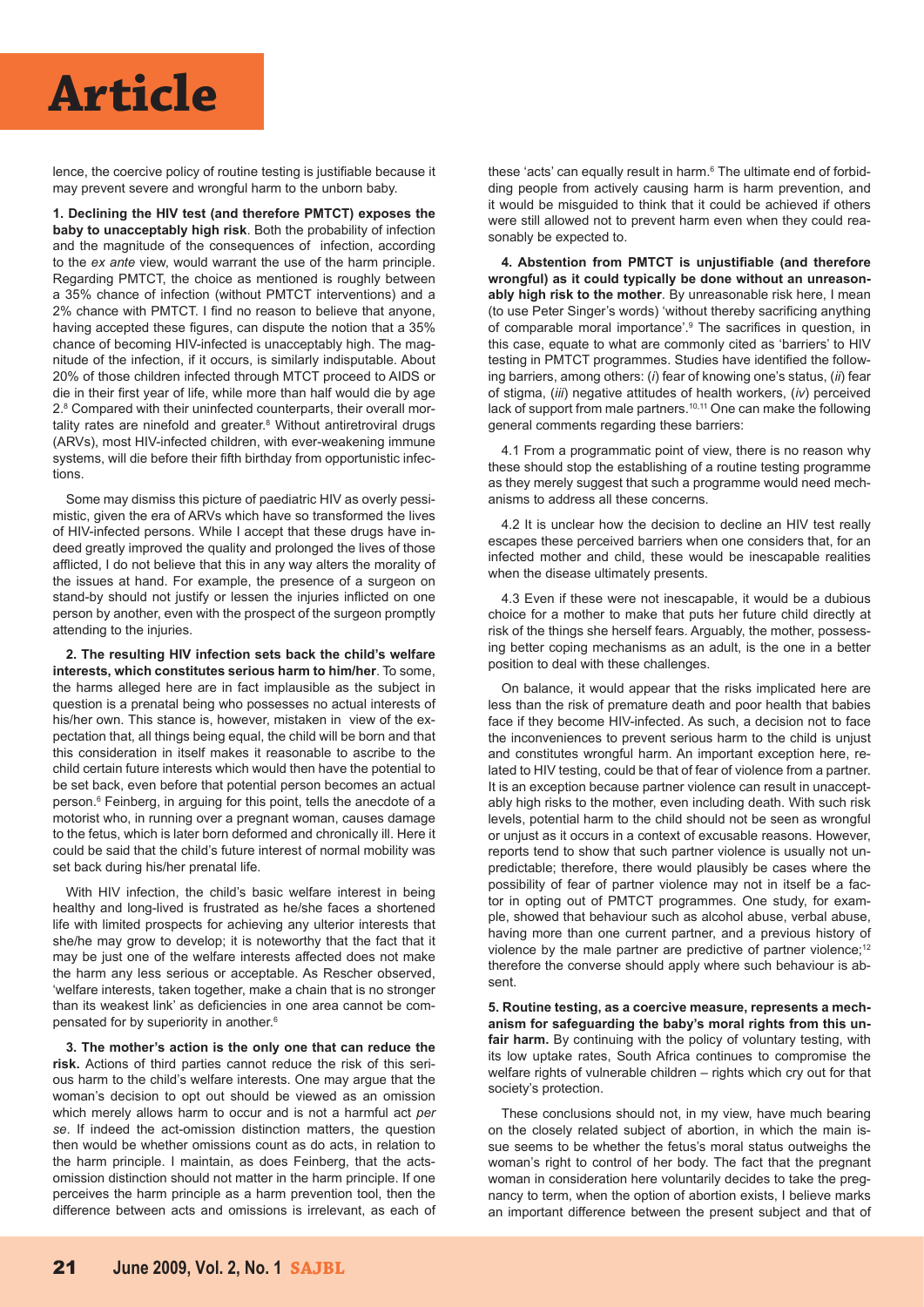lence, the coercive policy of routine testing is justifiable because it may prevent severe and wrongful harm to the unborn baby.

**1. Declining the HIV test (and therefore PMTCT) exposes the baby to unacceptably high risk**. Both the probability of infection and the magnitude of the consequences of infection, according to the *ex ante* view, would warrant the use of the harm principle. Regarding PMTCT, the choice as mentioned is roughly between a 35% chance of infection (without PMTCT interventions) and a 2% chance with PMTCT. I find no reason to believe that anyone, having accepted these figures, can dispute the notion that a 35% chance of becoming HIV-infected is unacceptably high. The magnitude of the infection, if it occurs, is similarly indisputable. About 20% of those children infected through MTCT proceed to AIDS or die in their first year of life, while more than half would die by age 2.[8] Compared with their uninfected counterparts, their overall mortality rates are ninefold and greater.[8] Without antiretroviral drugs (ARVs), most HIV-infected children, with ever-weakening immune systems, will die before their fifth birthday from opportunistic infections.

Some may dismiss this picture of paediatric HIV as overly pessimistic, given the era of ARVs which have so transformed the lives of HIV-infected persons. While I accept that these drugs have indeed greatly improved the quality and prolonged the lives of those afflicted, I do not believe that this in any way alters the morality of the issues at hand. For example, the presence of a surgeon on stand-by should not justify or lessen the injuries inflicted on one person by another, even with the prospect of the surgeon promptly attending to the injuries.

**2. The resulting HIV infection sets back the child's welfare interests, which constitutes serious harm to him/her**. To some, the harms alleged here are in fact implausible as the subject in question is a prenatal being who possesses no actual interests of his/her own. This stance is, however, mistaken in view of the expectation that, all things being equal, the child will be born and that this consideration in itself makes it reasonable to ascribe to the child certain future interests which would then have the potential to be set back, even before that potential person becomes an actual person.[6] Feinberg, in arguing for this point, tells the anecdote of a motorist who, in running over a pregnant woman, causes damage to the fetus, which is later born deformed and chronically ill. Here it could be said that the child's future interest of normal mobility was set back during his/her prenatal life.

With HIV infection, the child's basic welfare interest in being healthy and long-lived is frustrated as he/she faces a shortened life with limited prospects for achieving any ulterior interests that she/he may grow to develop; it is noteworthy that the fact that it may be just one of the welfare interests affected does not make the harm any less serious or acceptable. As Rescher observed, 'welfare interests, taken together, make a chain that is no stronger than its weakest link' as deficiencies in one area cannot be compensated for by superiority in another.[6]

**3. The mother's action is the only one that can reduce the risk.** Actions of third parties cannot reduce the risk of this serious harm to the child's welfare interests. One may argue that the woman's decision to opt out should be viewed as an omission which merely allows harm to occur and is not a harmful act *per se*. If indeed the act-omission distinction matters, the question then would be whether omissions count as do acts, in relation to the harm principle. I maintain, as does Feinberg, that the acts-omission distinction should not matter in the harm principle. If one perceives the harm principle as a harm prevention tool, then the difference between acts and omissions is irrelevant, as each of these 'acts' can equally result in harm.[6] The ultimate end of forbidding people from actively causing harm is harm prevention, and it would be misguided to think that it could be achieved if others were still allowed not to prevent harm even when they could reasonably be expected to.

**4. Abstention from PMTCT is unjustifiable (and therefore wrongful) as it could typically be done without an unreasonably high risk to the mother**. By unreasonable risk here, I mean (to use Peter Singer's words) 'without thereby sacrificing anything of comparable moral importance'.[9] The sacrifices in question, in this case, equate to what are commonly cited as 'barriers' to HIV testing in PMTCT programmes. Studies have identified the following barriers, among others: (*i*) fear of knowing one's status, (*ii*) fear of stigma, (*iii*) negative attitudes of health workers, (*iv*) perceived lack of support from male partners.[10,11] One can make the following general comments regarding these barriers:

4.1 From a programmatic point of view, there is no reason why these should stop the establishing of a routine testing programme as they merely suggest that such a programme would need mechanisms to address all these concerns.

4.2 It is unclear how the decision to decline an HIV test really escapes these perceived barriers when one considers that, for an infected mother and child, these would be inescapable realities when the disease ultimately presents.

4.3 Even if these were not inescapable, it would be a dubious choice for a mother to make that puts her future child directly at risk of the things she herself fears. Arguably, the mother, possessing better coping mechanisms as an adult, is the one in a better position to deal with these challenges.

On balance, it would appear that the risks implicated here are less than the risk of premature death and poor health that babies face if they become HIV-infected. As such, a decision not to face the inconveniences to prevent serious harm to the child is unjust and constitutes wrongful harm. An important exception here, related to HIV testing, could be that of fear of violence from a partner. It is an exception because partner violence can result in unacceptably high risks to the mother, even including death. With such risk levels, potential harm to the child should not be seen as wrongful or unjust as it occurs in a context of excusable reasons. However, reports tend to show that such partner violence is usually not unpredictable; therefore, there would plausibly be cases where the possibility of fear of partner violence may not in itself be a factor in opting out of PMTCT programmes. One study, for example, showed that behaviour such as alcohol abuse, verbal abuse, having more than one current partner, and a previous history of violence by the male partner are predictive of partner violence;[12] therefore the converse should apply where such behaviour is absent.

**5. Routine testing, as a coercive measure, represents a mechanism for safeguarding the baby's moral rights from this unfair harm.** By continuing with the policy of voluntary testing, with its low uptake rates, South Africa continues to compromise the welfare rights of vulnerable children – rights which cry out for that society's protection.

These conclusions should not, in my view, have much bearing on the closely related subject of abortion, in which the main issue seems to be whether the fetus's moral status outweighs the woman's right to control of her body. The fact that the pregnant woman in consideration here voluntarily decides to take the pregnancy to term, when the option of abortion exists, I believe marks an important difference between the present subject and that of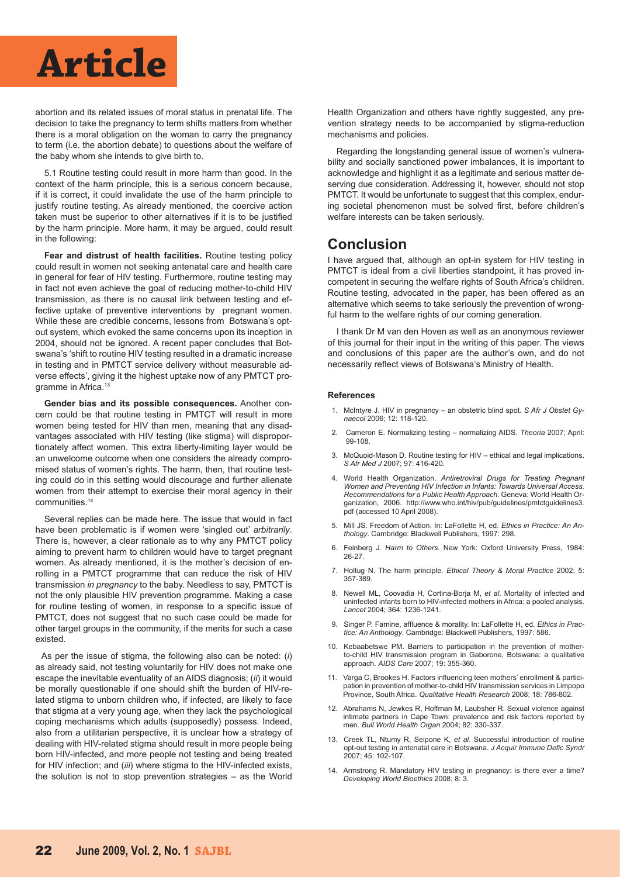abortion and its related issues of moral status in prenatal life. The decision to take the pregnancy to term shifts matters from whether there is a moral obligation on the woman to carry the pregnancy to term (i.e. the abortion debate) to questions about the welfare of the baby whom she intends to give birth to.

5.1 Routine testing could result in more harm than good. In the context of the harm principle, this is a serious concern because, if it is correct, it could invalidate the use of the harm principle to justify routine testing. As already mentioned, the coercive action taken must be superior to other alternatives if it is to be justified by the harm principle. More harm, it may be argued, could result in the following:

**Fear and distrust of health facilities.** Routine testing policy could result in women not seeking antenatal care and health care in general for fear of HIV testing. Furthermore, routine testing may in fact not even achieve the goal of reducing mother-to-child HIV transmission, as there is no causal link between testing and effective uptake of preventive interventions by pregnant women. While these are credible concerns, lessons from Botswana's opt-out system, which evoked the same concerns upon its inception in 2004, should not be ignored. A recent paper concludes that Botswana's 'shift to routine HIV testing resulted in a dramatic increase in testing and in PMTCT service delivery without measurable adverse effects', giving it the highest uptake now of any PMTCT programme in Africa.[13]

**Gender bias and its possible consequences.** Another concern could be that routine testing in PMTCT will result in more women being tested for HIV than men, meaning that any disadvantages associated with HIV testing (like stigma) will disproportionately affect women. This extra liberty-limiting layer would be an unwelcome outcome when one considers the already compromised status of women's rights. The harm, then, that routine testing could do in this setting would discourage and further alienate women from their attempt to exercise their moral agency in their communities.[14]

Several replies can be made here. The issue that would in fact have been problematic is if women were 'singled out' *arbitrarily*. There is, however, a clear rationale as to why any PMTCT policy aiming to prevent harm to children would have to target pregnant women. As already mentioned, it is the mother's decision of enrolling in a PMTCT programme that can reduce the risk of HIV transmission *in pregnancy* to the baby. Needless to say, PMTCT is not the only plausible HIV prevention programme. Making a case for routine testing of women, in response to a specific issue of PMTCT, does not suggest that no such case could be made for other target groups in the community, if the merits for such a case existed.

As per the issue of stigma, the following also can be noted: (*i*) as already said, not testing voluntarily for HIV does not make one escape the inevitable eventuality of an AIDS diagnosis; (*ii*) it would be morally questionable if one should shift the burden of HIV-related stigma to unborn children who, if infected, are likely to face that stigma at a very young age, when they lack the psychological coping mechanisms which adults (supposedly) possess. Indeed, also from a utilitarian perspective, it is unclear how a strategy of dealing with HIV-related stigma should result in more people being born HIV-infected, and more people not testing and being treated for HIV infection; and (*iii*) where stigma to the HIV-infected exists, the solution is not to stop prevention strategies – as the World Health Organization and others have rightly suggested, any prevention strategy needs to be accompanied by stigma-reduction mechanisms and policies.

Regarding the longstanding general issue of women's vulnerability and socially sanctioned power imbalances, it is important to acknowledge and highlight it as a legitimate and serious matter deserving due consideration. Addressing it, however, should not stop PMTCT. It would be unfortunate to suggest that this complex, enduring societal phenomenon must be solved first, before children's welfare interests can be taken seriously.

## Conclusion

I have argued that, although an opt-in system for HIV testing in PMTCT is ideal from a civil liberties standpoint, it has proved incompetent in securing the welfare rights of South Africa's children. Routine testing, advocated in the paper, has been offered as an alternative which seems to take seriously the prevention of wrongful harm to the welfare rights of our coming generation.

I thank Dr M van den Hoven as well as an anonymous reviewer of this journal for their input in the writing of this paper. The views and conclusions of this paper are the author's own, and do not necessarily reflect views of Botswana's Ministry of Health.

### References

1. McIntyre J. HIV in pregnancy – an obstetric blind spot. *S Afr J Obstet Gynaecol* 2006; 12: 118-120.
2. Cameron E. Normalizing testing – normalizing AIDS. *Theoria* 2007; April: 99-108.
3. McQuoid-Mason D. Routine testing for HIV – ethical and legal implications. *S Afr Med J* 2007; 97: 416-420.
4. World Health Organization. *Antiretroviral Drugs for Treating Pregnant Women and Preventing HIV Infection in Infants: Towards Universal Access. Recommendations for a Public Health Approach*. Geneva: World Health Organization, 2006. http://www.who.int/hiv/pub/guidelines/pmtctguidelines3.pdf (accessed 10 April 2008).
5. Mill JS. Freedom of Action. In: LaFollette H, ed. *Ethics in Practice: An Anthology*. Cambridge: Blackwell Publishers, 1997: 298.
6. Feinberg J. *Harm to Others*. New York: Oxford University Press, 1984: 26-27.
7. Holtug N. The harm principle. *Ethical Theory & Moral Practice* 2002; 5: 357-389.
8. Newell ML, Coovadia H, Cortina-Borja M, *et al*. Mortality of infected and uninfected infants born to HIV-infected mothers in Africa: a pooled analysis. *Lancet* 2004; 364: 1236-1241.
9. Singer P. Famine, affluence & morality. In: LaFollette H, ed. *Ethics in Practice: An Anthology*. Cambridge: Blackwell Publishers, 1997: 586.
10. Kebaabetswe PM. Barriers to participation in the prevention of mother-to-child HIV transmission program in Gaborone, Botswana: a qualitative approach. *AIDS Care* 2007; 19: 355-360.
11. Varga C, Brookes H. Factors influencing teen mothers' enrollment & participation in prevention of mother-to-child HIV transmission services in Limpopo Province, South Africa. *Qualitative Health Research* 2008; 18: 786-802.
12. Abrahams N, Jewkes R, Hoffman M, Laubsher R. Sexual violence against intimate partners in Cape Town: prevalence and risk factors reported by men. *Bull World Health Organ* 2004; 82: 330-337.
13. Creek TL, Ntumy R, Seipone K, *et al*. Successful introduction of routine opt-out testing in antenatal care in Botswana. *J Acquir Immune Defic Syndr* 2007; 45: 102-107.
14. Armstrong R. Mandatory HIV testing in pregnancy: is there ever a time? *Developing World Bioethics* 2008; 8: 3.